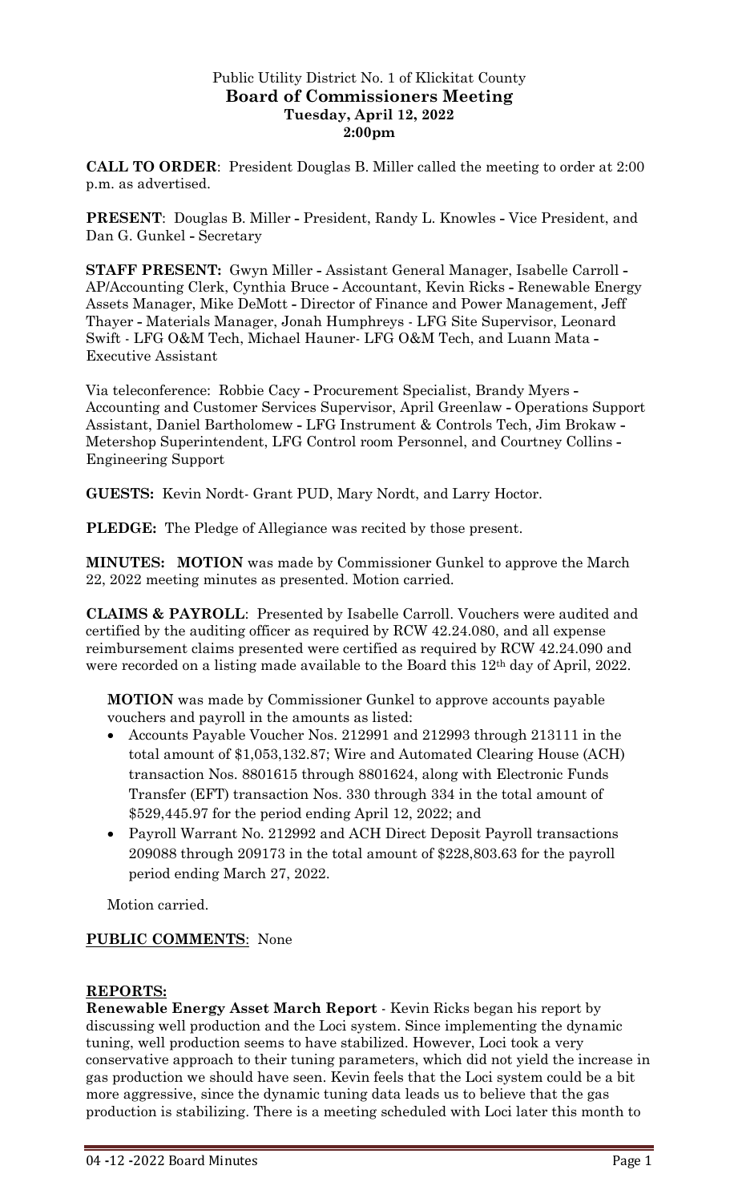Public Utility District No. 1 of Klickitat County
**Board of Commissioners Meeting**
**Tuesday, April 12, 2022**
**2:00pm**

**CALL TO ORDER**: President Douglas B. Miller called the meeting to order at 2:00 p.m. as advertised.

**PRESENT**: Douglas B. Miller - President, Randy L. Knowles - Vice President, and Dan G. Gunkel - Secretary

**STAFF PRESENT:** Gwyn Miller - Assistant General Manager, Isabelle Carroll - AP/Accounting Clerk, Cynthia Bruce - Accountant, Kevin Ricks - Renewable Energy Assets Manager, Mike DeMott - Director of Finance and Power Management, Jeff Thayer - Materials Manager, Jonah Humphreys - LFG Site Supervisor, Leonard Swift - LFG O&M Tech, Michael Hauner- LFG O&M Tech, and Luann Mata - Executive Assistant

Via teleconference: Robbie Cacy - Procurement Specialist, Brandy Myers - Accounting and Customer Services Supervisor, April Greenlaw - Operations Support Assistant, Daniel Bartholomew - LFG Instrument & Controls Tech, Jim Brokaw - Metershop Superintendent, LFG Control room Personnel, and Courtney Collins - Engineering Support

**GUESTS:** Kevin Nordt- Grant PUD, Mary Nordt, and Larry Hoctor.

**PLEDGE:** The Pledge of Allegiance was recited by those present.

**MINUTES: MOTION** was made by Commissioner Gunkel to approve the March 22, 2022 meeting minutes as presented. Motion carried.

**CLAIMS & PAYROLL**: Presented by Isabelle Carroll. Vouchers were audited and certified by the auditing officer as required by RCW 42.24.080, and all expense reimbursement claims presented were certified as required by RCW 42.24.090 and were recorded on a listing made available to the Board this 12th day of April, 2022.

**MOTION** was made by Commissioner Gunkel to approve accounts payable vouchers and payroll in the amounts as listed:

- Accounts Payable Voucher Nos. 212991 and 212993 through 213111 in the total amount of $1,053,132.87; Wire and Automated Clearing House (ACH) transaction Nos. 8801615 through 8801624, along with Electronic Funds Transfer (EFT) transaction Nos. 330 through 334 in the total amount of $529,445.97 for the period ending April 12, 2022; and
- Payroll Warrant No. 212992 and ACH Direct Deposit Payroll transactions 209088 through 209173 in the total amount of $228,803.63 for the payroll period ending March 27, 2022.

Motion carried.

**PUBLIC COMMENTS**: None

**REPORTS:**

**Renewable Energy Asset March Report** - Kevin Ricks began his report by discussing well production and the Loci system. Since implementing the dynamic tuning, well production seems to have stabilized. However, Loci took a very conservative approach to their tuning parameters, which did not yield the increase in gas production we should have seen. Kevin feels that the Loci system could be a bit more aggressive, since the dynamic tuning data leads us to believe that the gas production is stabilizing. There is a meeting scheduled with Loci later this month to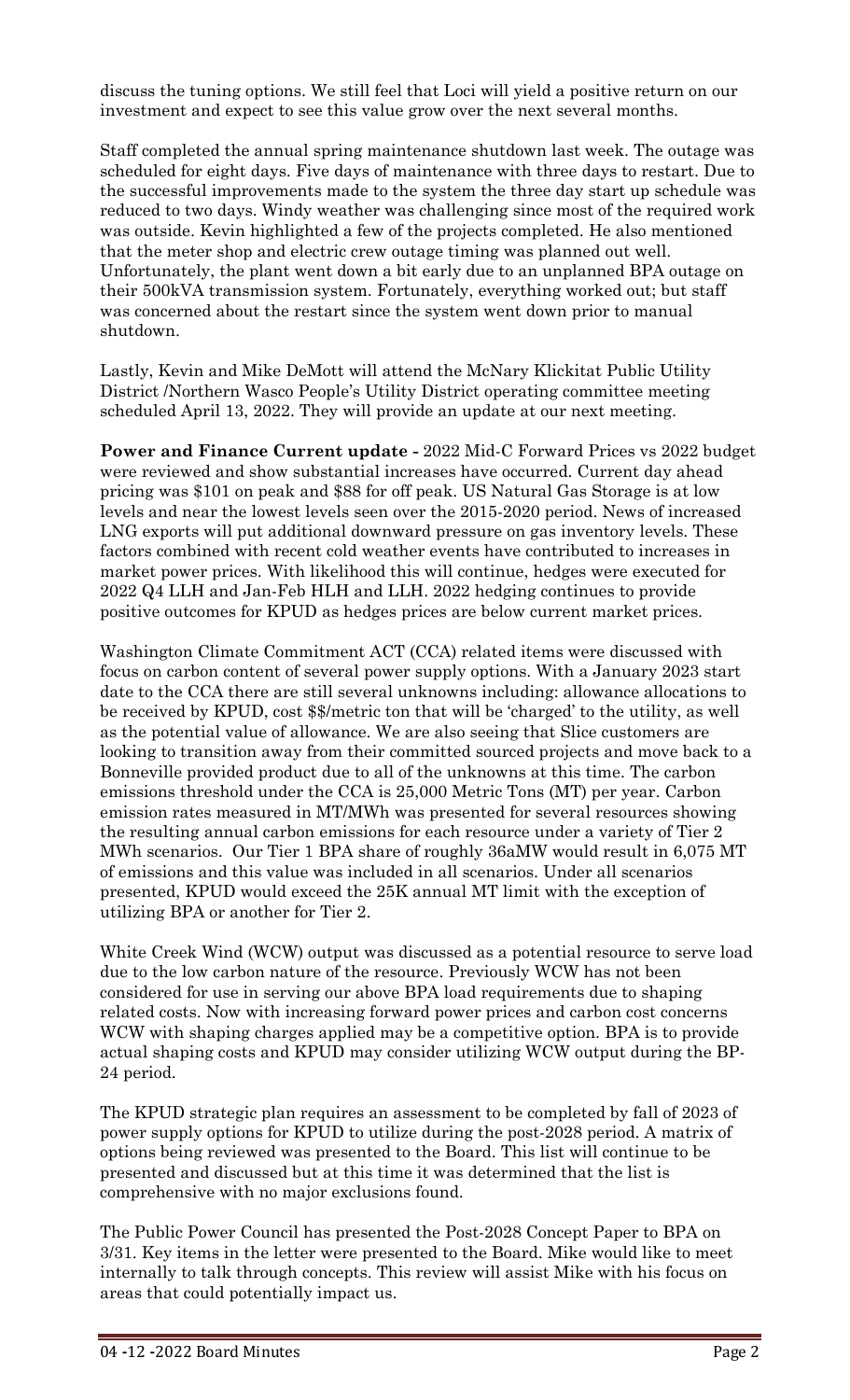discuss the tuning options. We still feel that Loci will yield a positive return on our investment and expect to see this value grow over the next several months.

Staff completed the annual spring maintenance shutdown last week. The outage was scheduled for eight days. Five days of maintenance with three days to restart. Due to the successful improvements made to the system the three day start up schedule was reduced to two days. Windy weather was challenging since most of the required work was outside. Kevin highlighted a few of the projects completed. He also mentioned that the meter shop and electric crew outage timing was planned out well. Unfortunately, the plant went down a bit early due to an unplanned BPA outage on their 500kVA transmission system. Fortunately, everything worked out; but staff was concerned about the restart since the system went down prior to manual shutdown.

Lastly, Kevin and Mike DeMott will attend the McNary Klickitat Public Utility District /Northern Wasco People's Utility District operating committee meeting scheduled April 13, 2022. They will provide an update at our next meeting.

**Power and Finance Current update -** 2022 Mid-C Forward Prices vs 2022 budget were reviewed and show substantial increases have occurred. Current day ahead pricing was $101 on peak and $88 for off peak. US Natural Gas Storage is at low levels and near the lowest levels seen over the 2015-2020 period. News of increased LNG exports will put additional downward pressure on gas inventory levels. These factors combined with recent cold weather events have contributed to increases in market power prices. With likelihood this will continue, hedges were executed for 2022 Q4 LLH and Jan-Feb HLH and LLH. 2022 hedging continues to provide positive outcomes for KPUD as hedges prices are below current market prices.

Washington Climate Commitment ACT (CCA) related items were discussed with focus on carbon content of several power supply options. With a January 2023 start date to the CCA there are still several unknowns including: allowance allocations to be received by KPUD, cost $$/metric ton that will be 'charged' to the utility, as well as the potential value of allowance. We are also seeing that Slice customers are looking to transition away from their committed sourced projects and move back to a Bonneville provided product due to all of the unknowns at this time. The carbon emissions threshold under the CCA is 25,000 Metric Tons (MT) per year. Carbon emission rates measured in MT/MWh was presented for several resources showing the resulting annual carbon emissions for each resource under a variety of Tier 2 MWh scenarios. Our Tier 1 BPA share of roughly 36aMW would result in 6,075 MT of emissions and this value was included in all scenarios. Under all scenarios presented, KPUD would exceed the 25K annual MT limit with the exception of utilizing BPA or another for Tier 2.

White Creek Wind (WCW) output was discussed as a potential resource to serve load due to the low carbon nature of the resource. Previously WCW has not been considered for use in serving our above BPA load requirements due to shaping related costs. Now with increasing forward power prices and carbon cost concerns WCW with shaping charges applied may be a competitive option. BPA is to provide actual shaping costs and KPUD may consider utilizing WCW output during the BP-24 period.

The KPUD strategic plan requires an assessment to be completed by fall of 2023 of power supply options for KPUD to utilize during the post-2028 period. A matrix of options being reviewed was presented to the Board. This list will continue to be presented and discussed but at this time it was determined that the list is comprehensive with no major exclusions found.

The Public Power Council has presented the Post-2028 Concept Paper to BPA on 3/31. Key items in the letter were presented to the Board. Mike would like to meet internally to talk through concepts. This review will assist Mike with his focus on areas that could potentially impact us.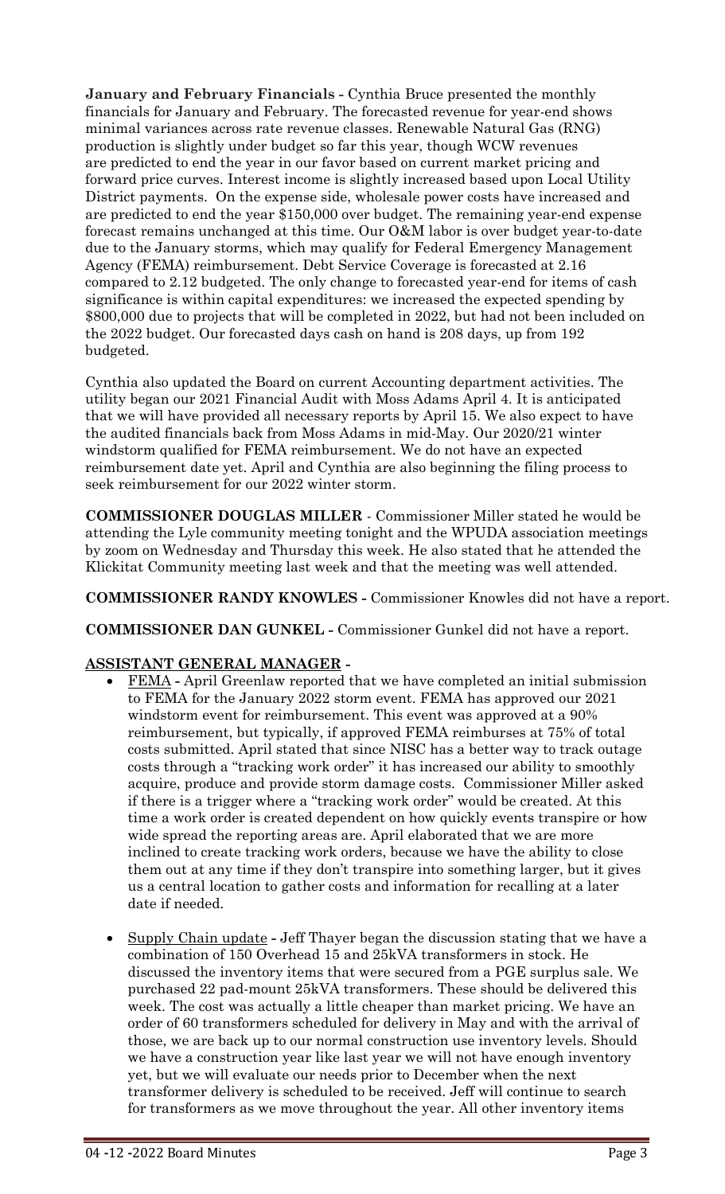**January and February Financials -** Cynthia Bruce presented the monthly financials for January and February. The forecasted revenue for year-end shows minimal variances across rate revenue classes. Renewable Natural Gas (RNG) production is slightly under budget so far this year, though WCW revenues are predicted to end the year in our favor based on current market pricing and forward price curves. Interest income is slightly increased based upon Local Utility District payments. On the expense side, wholesale power costs have increased and are predicted to end the year $150,000 over budget. The remaining year-end expense forecast remains unchanged at this time. Our O&M labor is over budget year-to-date due to the January storms, which may qualify for Federal Emergency Management Agency (FEMA) reimbursement. Debt Service Coverage is forecasted at 2.16 compared to 2.12 budgeted. The only change to forecasted year-end for items of cash significance is within capital expenditures: we increased the expected spending by $800,000 due to projects that will be completed in 2022, but had not been included on the 2022 budget. Our forecasted days cash on hand is 208 days, up from 192 budgeted.

Cynthia also updated the Board on current Accounting department activities. The utility began our 2021 Financial Audit with Moss Adams April 4. It is anticipated that we will have provided all necessary reports by April 15. We also expect to have the audited financials back from Moss Adams in mid-May. Our 2020/21 winter windstorm qualified for FEMA reimbursement. We do not have an expected reimbursement date yet. April and Cynthia are also beginning the filing process to seek reimbursement for our 2022 winter storm.

**COMMISSIONER DOUGLAS MILLER** - Commissioner Miller stated he would be attending the Lyle community meeting tonight and the WPUDA association meetings by zoom on Wednesday and Thursday this week. He also stated that he attended the Klickitat Community meeting last week and that the meeting was well attended.

**COMMISSIONER RANDY KNOWLES -** Commissioner Knowles did not have a report.

**COMMISSIONER DAN GUNKEL -** Commissioner Gunkel did not have a report.

**ASSISTANT GENERAL MANAGER -**

- FEMA **-** April Greenlaw reported that we have completed an initial submission to FEMA for the January 2022 storm event. FEMA has approved our 2021 windstorm event for reimbursement. This event was approved at a 90% reimbursement, but typically, if approved FEMA reimburses at 75% of total costs submitted. April stated that since NISC has a better way to track outage costs through a "tracking work order" it has increased our ability to smoothly acquire, produce and provide storm damage costs. Commissioner Miller asked if there is a trigger where a "tracking work order" would be created. At this time a work order is created dependent on how quickly events transpire or how wide spread the reporting areas are. April elaborated that we are more inclined to create tracking work orders, because we have the ability to close them out at any time if they don't transpire into something larger, but it gives us a central location to gather costs and information for recalling at a later date if needed.

- Supply Chain update **-** Jeff Thayer began the discussion stating that we have a combination of 150 Overhead 15 and 25kVA transformers in stock. He discussed the inventory items that were secured from a PGE surplus sale. We purchased 22 pad-mount 25kVA transformers. These should be delivered this week. The cost was actually a little cheaper than market pricing. We have an order of 60 transformers scheduled for delivery in May and with the arrival of those, we are back up to our normal construction use inventory levels. Should we have a construction year like last year we will not have enough inventory yet, but we will evaluate our needs prior to December when the next transformer delivery is scheduled to be received. Jeff will continue to search for transformers as we move throughout the year. All other inventory items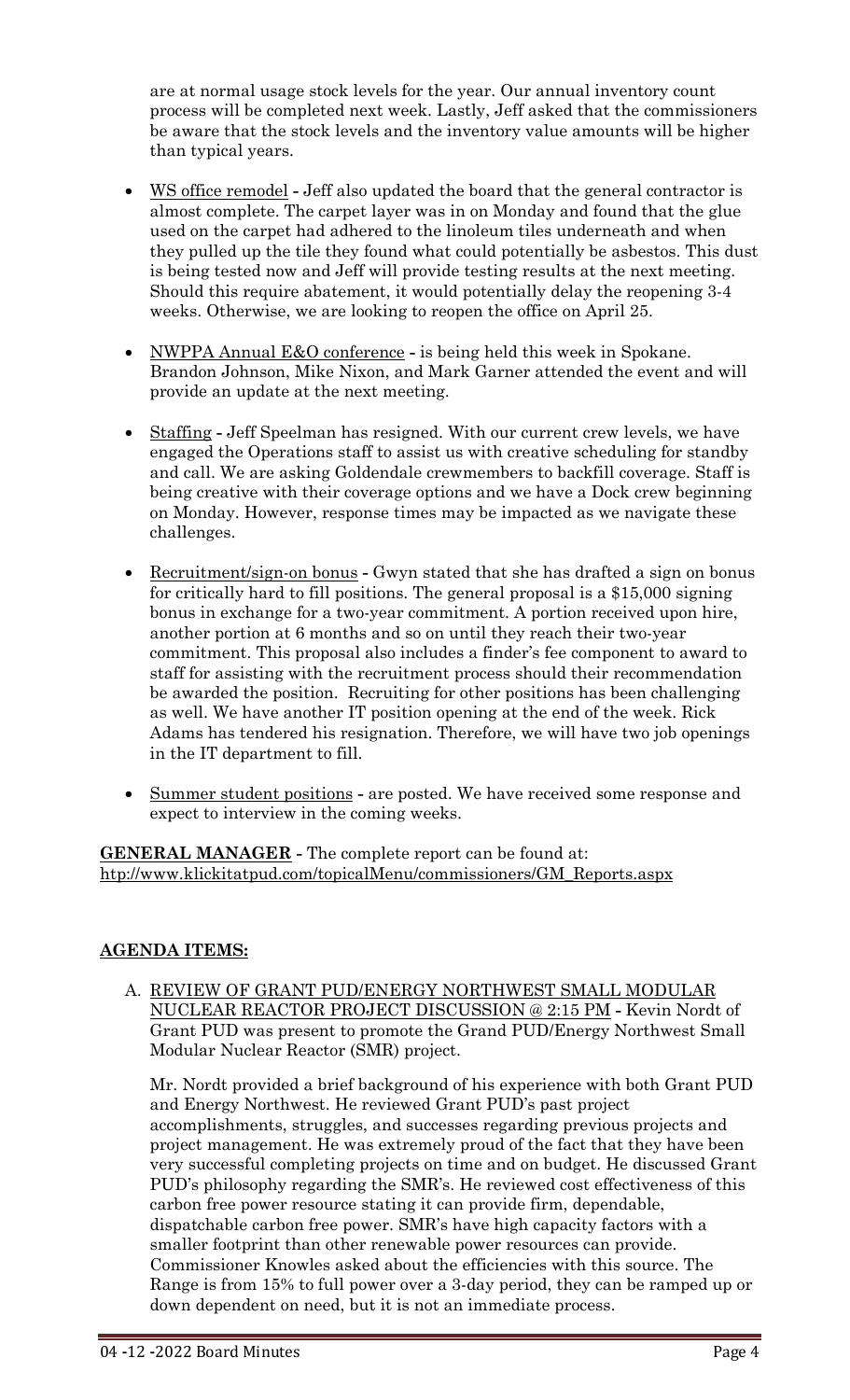are at normal usage stock levels for the year. Our annual inventory count process will be completed next week. Lastly, Jeff asked that the commissioners be aware that the stock levels and the inventory value amounts will be higher than typical years.

- WS office remodel - Jeff also updated the board that the general contractor is almost complete. The carpet layer was in on Monday and found that the glue used on the carpet had adhered to the linoleum tiles underneath and when they pulled up the tile they found what could potentially be asbestos. This dust is being tested now and Jeff will provide testing results at the next meeting. Should this require abatement, it would potentially delay the reopening 3-4 weeks. Otherwise, we are looking to reopen the office on April 25.

- NWPPA Annual E&O conference - is being held this week in Spokane. Brandon Johnson, Mike Nixon, and Mark Garner attended the event and will provide an update at the next meeting.

- Staffing - Jeff Speelman has resigned. With our current crew levels, we have engaged the Operations staff to assist us with creative scheduling for standby and call. We are asking Goldendale crewmembers to backfill coverage. Staff is being creative with their coverage options and we have a Dock crew beginning on Monday. However, response times may be impacted as we navigate these challenges.

- Recruitment/sign-on bonus - Gwyn stated that she has drafted a sign on bonus for critically hard to fill positions. The general proposal is a $15,000 signing bonus in exchange for a two-year commitment. A portion received upon hire, another portion at 6 months and so on until they reach their two-year commitment. This proposal also includes a finder's fee component to award to staff for assisting with the recruitment process should their recommendation be awarded the position. Recruiting for other positions has been challenging as well. We have another IT position opening at the end of the week. Rick Adams has tendered his resignation. Therefore, we will have two job openings in the IT department to fill.

- Summer student positions - are posted. We have received some response and expect to interview in the coming weeks.

**GENERAL MANAGER** - The complete report can be found at: http://www.klickitatpud.com/topicalMenu/commissioners/GM_Reports.aspx

## AGENDA ITEMS:

A. REVIEW OF GRANT PUD/ENERGY NORTHWEST SMALL MODULAR NUCLEAR REACTOR PROJECT DISCUSSION @ 2:15 PM - Kevin Nordt of Grant PUD was present to promote the Grand PUD/Energy Northwest Small Modular Nuclear Reactor (SMR) project.

Mr. Nordt provided a brief background of his experience with both Grant PUD and Energy Northwest. He reviewed Grant PUD's past project accomplishments, struggles, and successes regarding previous projects and project management. He was extremely proud of the fact that they have been very successful completing projects on time and on budget. He discussed Grant PUD's philosophy regarding the SMR's. He reviewed cost effectiveness of this carbon free power resource stating it can provide firm, dependable, dispatchable carbon free power. SMR's have high capacity factors with a smaller footprint than other renewable power resources can provide. Commissioner Knowles asked about the efficiencies with this source. The Range is from 15% to full power over a 3-day period, they can be ramped up or down dependent on need, but it is not an immediate process.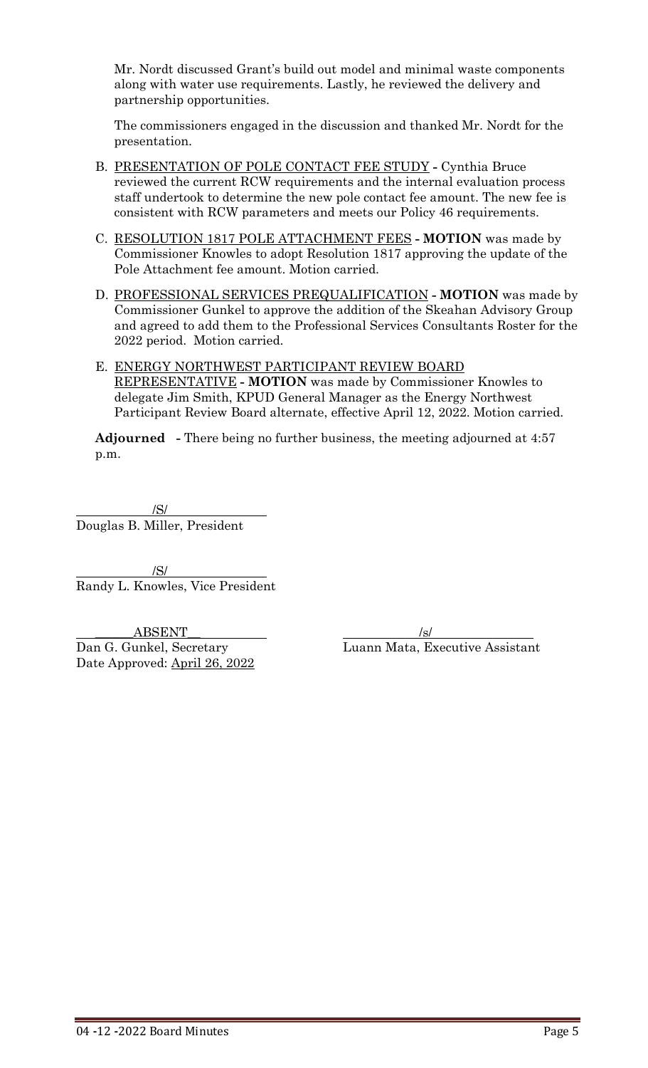Mr. Nordt discussed Grant's build out model and minimal waste components along with water use requirements. Lastly, he reviewed the delivery and partnership opportunities.

The commissioners engaged in the discussion and thanked Mr. Nordt for the presentation.

B. PRESENTATION OF POLE CONTACT FEE STUDY - Cynthia Bruce reviewed the current RCW requirements and the internal evaluation process staff undertook to determine the new pole contact fee amount. The new fee is consistent with RCW parameters and meets our Policy 46 requirements.

C. RESOLUTION 1817 POLE ATTACHMENT FEES - **MOTION** was made by Commissioner Knowles to adopt Resolution 1817 approving the update of the Pole Attachment fee amount. Motion carried.

D. PROFESSIONAL SERVICES PREQUALIFICATION - **MOTION** was made by Commissioner Gunkel to approve the addition of the Skeahan Advisory Group and agreed to add them to the Professional Services Consultants Roster for the 2022 period. Motion carried.

E. ENERGY NORTHWEST PARTICIPANT REVIEW BOARD REPRESENTATIVE - **MOTION** was made by Commissioner Knowles to delegate Jim Smith, KPUD General Manager as the Energy Northwest Participant Review Board alternate, effective April 12, 2022. Motion carried.

**Adjourned** - There being no further business, the meeting adjourned at 4:57 p.m.

/S/
Douglas B. Miller, President

/S/
Randy L. Knowles, Vice President

ABSENT
Dan G. Gunkel, Secretary
Date Approved: April 26, 2022

/s/
Luann Mata, Executive Assistant